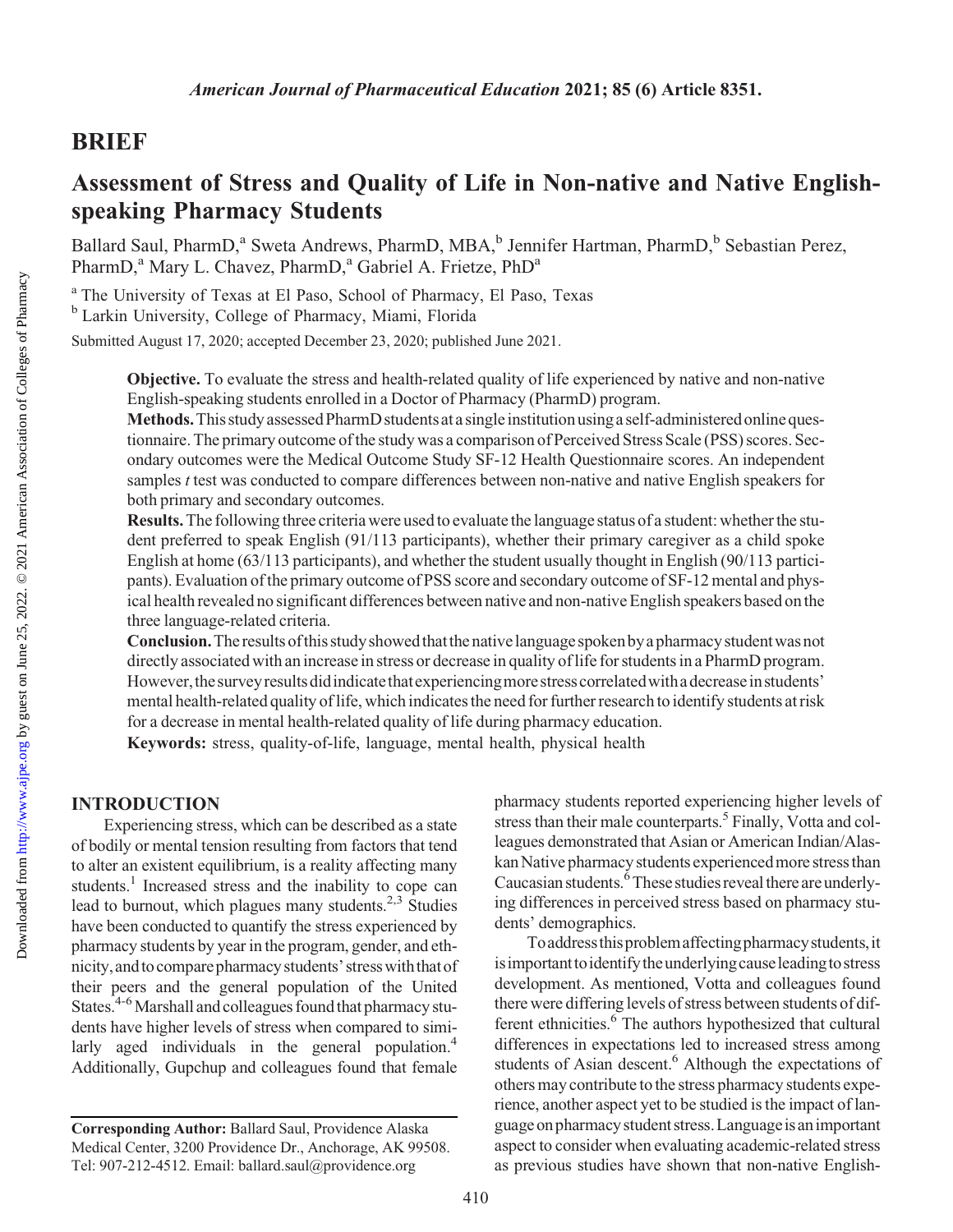## BRIEF

# Assessment of Stress and Quality of Life in Non-native and Native English-speaking Pharmacy Students

Ballard Saul, PharmD,[a] Sweta Andrews, PharmD, MBA,[b] Jennifer Hartman, PharmD,[b] Sebastian Perez, PharmD,[a] Mary L. Chavez, PharmD,[a] Gabriel A. Frietze, PhD[a]

[a] The University of Texas at El Paso, School of Pharmacy, El Paso, Texas

[b] Larkin University, College of Pharmacy, Miami, Florida

Submitted August 17, 2020; accepted December 23, 2020; published June 2021.

**Objective.** To evaluate the stress and health-related quality of life experienced by native and non-native English-speaking students enrolled in a Doctor of Pharmacy (PharmD) program.

**Methods.** This study assessed PharmD students at a single institution using a self-administered online questionnaire. The primary outcome of the study was a comparison of Perceived Stress Scale (PSS) scores. Secondary outcomes were the Medical Outcome Study SF-12 Health Questionnaire scores. An independent samples *t* test was conducted to compare differences between non-native and native English speakers for both primary and secondary outcomes.

**Results.** The following three criteria were used to evaluate the language status of a student: whether the student preferred to speak English (91/113 participants), whether their primary caregiver as a child spoke English at home (63/113 participants), and whether the student usually thought in English (90/113 participants). Evaluation of the primary outcome of PSS score and secondary outcome of SF-12 mental and physical health revealed no significant differences between native and non-native English speakers based on the three language-related criteria.

**Conclusion.** The results of this study showed that the native language spoken by a pharmacy student was not directly associated with an increase in stress or decrease in quality of life for students in a PharmD program. However, the survey results did indicate that experiencing more stress correlated with a decrease in students' mental health-related quality of life, which indicates the need for further research to identify students at risk for a decrease in mental health-related quality of life during pharmacy education.

**Keywords:** stress, quality-of-life, language, mental health, physical health

## INTRODUCTION

Experiencing stress, which can be described as a state of bodily or mental tension resulting from factors that tend to alter an existent equilibrium, is a reality affecting many students.[1] Increased stress and the inability to cope can lead to burnout, which plagues many students.[2,3] Studies have been conducted to quantify the stress experienced by pharmacy students by year in the program, gender, and ethnicity, and to compare pharmacy students' stress with that of their peers and the general population of the United States.[4-6] Marshall and colleagues found that pharmacy students have higher levels of stress when compared to similarly aged individuals in the general population.[4] Additionally, Gupchup and colleagues found that female pharmacy students reported experiencing higher levels of stress than their male counterparts.[5] Finally, Votta and colleagues demonstrated that Asian or American Indian/Alaskan Native pharmacy students experienced more stress than Caucasian students.[6] These studies reveal there are underlying differences in perceived stress based on pharmacy students' demographics.

To address this problem affecting pharmacy students, it is important to identify the underlying cause leading to stress development. As mentioned, Votta and colleagues found there were differing levels of stress between students of different ethnicities.[6] The authors hypothesized that cultural differences in expectations led to increased stress among students of Asian descent.[6] Although the expectations of others may contribute to the stress pharmacy students experience, another aspect yet to be studied is the impact of language on pharmacy student stress. Language is an important aspect to consider when evaluating academic-related stress as previous studies have shown that non-native English-

**Corresponding Author:** Ballard Saul, Providence Alaska Medical Center, 3200 Providence Dr., Anchorage, AK 99508. Tel: 907-212-4512. Email: ballard.saul@providence.org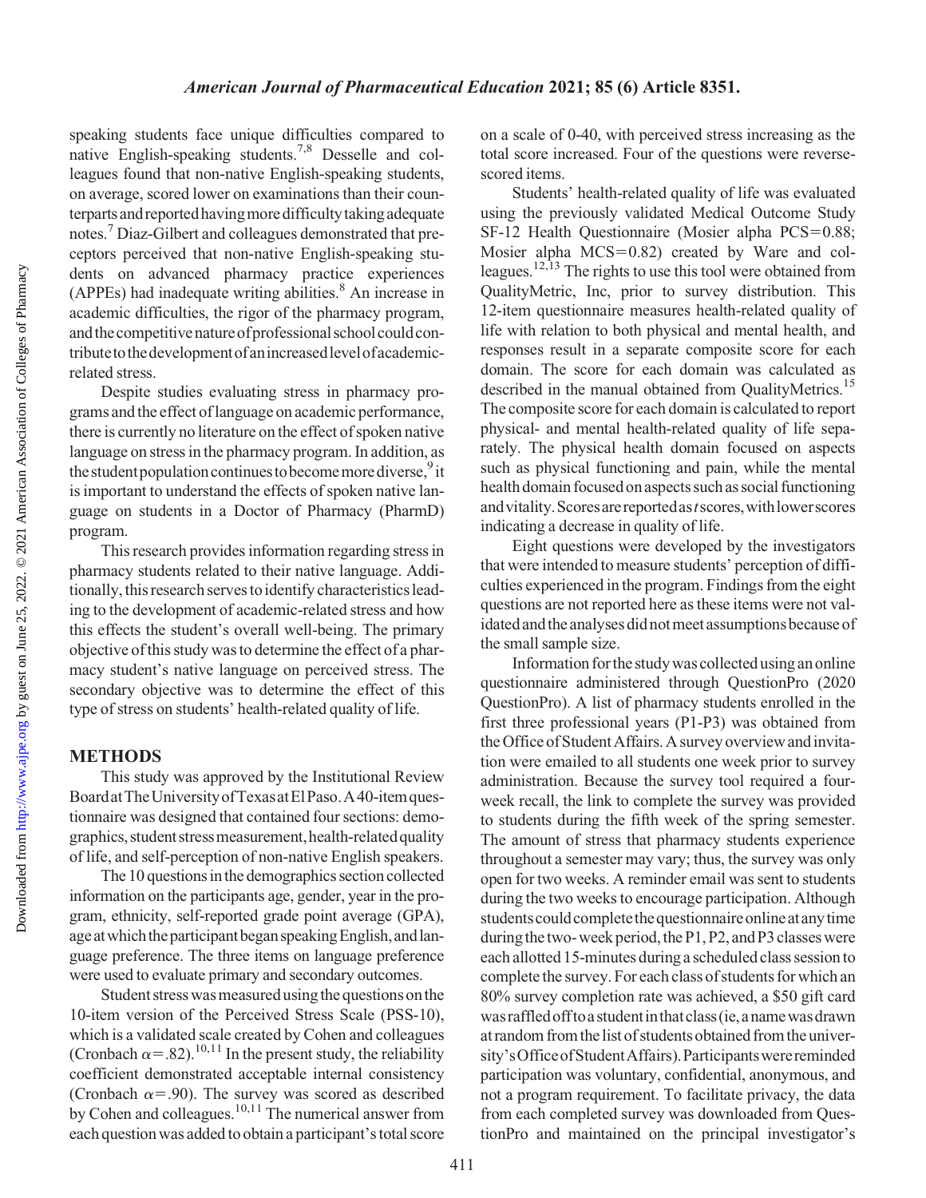speaking students face unique difficulties compared to native English-speaking students.[7,8] Desselle and colleagues found that non-native English-speaking students, on average, scored lower on examinations than their counterparts and reported having more difficulty taking adequate notes.[7] Diaz-Gilbert and colleagues demonstrated that preceptors perceived that non-native English-speaking students on advanced pharmacy practice experiences (APPEs) had inadequate writing abilities.[8] An increase in academic difficulties, the rigor of the pharmacy program, and the competitive nature of professional school could contribute to the development of an increased level of academic-related stress.

Despite studies evaluating stress in pharmacy programs and the effect of language on academic performance, there is currently no literature on the effect of spoken native language on stress in the pharmacy program. In addition, as the student population continues to become more diverse,[9] it is important to understand the effects of spoken native language on students in a Doctor of Pharmacy (PharmD) program.

This research provides information regarding stress in pharmacy students related to their native language. Additionally, this research serves to identify characteristics leading to the development of academic-related stress and how this effects the student's overall well-being. The primary objective of this study was to determine the effect of a pharmacy student's native language on perceived stress. The secondary objective was to determine the effect of this type of stress on students' health-related quality of life.

## METHODS

This study was approved by the Institutional Review Board at The University of Texas at El Paso. A 40-item questionnaire was designed that contained four sections: demographics, student stress measurement, health-related quality of life, and self-perception of non-native English speakers.

The 10 questions in the demographics section collected information on the participants age, gender, year in the program, ethnicity, self-reported grade point average (GPA), age at which the participant began speaking English, and language preference. The three items on language preference were used to evaluate primary and secondary outcomes.

Student stress was measured using the questions on the 10-item version of the Perceived Stress Scale (PSS-10), which is a validated scale created by Cohen and colleagues (Cronbach $\alpha$=.82).[10,11] In the present study, the reliability coefficient demonstrated acceptable internal consistency (Cronbach $\alpha$=.90). The survey was scored as described by Cohen and colleagues.[10,11] The numerical answer from each question was added to obtain a participant's total score on a scale of 0-40, with perceived stress increasing as the total score increased. Four of the questions were reverse-scored items.

Students' health-related quality of life was evaluated using the previously validated Medical Outcome Study SF-12 Health Questionnaire (Mosier alpha PCS=0.88; Mosier alpha MCS=0.82) created by Ware and colleagues.[12,13] The rights to use this tool were obtained from QualityMetric, Inc, prior to survey distribution. This 12-item questionnaire measures health-related quality of life with relation to both physical and mental health, and responses result in a separate composite score for each domain. The score for each domain was calculated as described in the manual obtained from QualityMetrics.[15] The composite score for each domain is calculated to report physical- and mental health-related quality of life separately. The physical health domain focused on aspects such as physical functioning and pain, while the mental health domain focused on aspects such as social functioning and vitality. Scores are reported as *t* scores, with lower scores indicating a decrease in quality of life.

Eight questions were developed by the investigators that were intended to measure students' perception of difficulties experienced in the program. Findings from the eight questions are not reported here as these items were not validated and the analyses did not meet assumptions because of the small sample size.

Information for the study was collected using an online questionnaire administered through QuestionPro (2020 QuestionPro). A list of pharmacy students enrolled in the first three professional years (P1-P3) was obtained from the Office of Student Affairs. A survey overview and invitation were emailed to all students one week prior to survey administration. Because the survey tool required a four-week recall, the link to complete the survey was provided to students during the fifth week of the spring semester. The amount of stress that pharmacy students experience throughout a semester may vary; thus, the survey was only open for two weeks. A reminder email was sent to students during the two weeks to encourage participation. Although students could complete the questionnaire online at any time during the two- week period, the P1, P2, and P3 classes were each allotted 15-minutes during a scheduled class session to complete the survey. For each class of students for which an 80% survey completion rate was achieved, a $50 gift card was raffled off to a student in that class (ie, a name was drawn at random from the list of students obtained from the university's Office of Student Affairs). Participants were reminded participation was voluntary, confidential, anonymous, and not a program requirement. To facilitate privacy, the data from each completed survey was downloaded from QuestionPro and maintained on the principal investigator's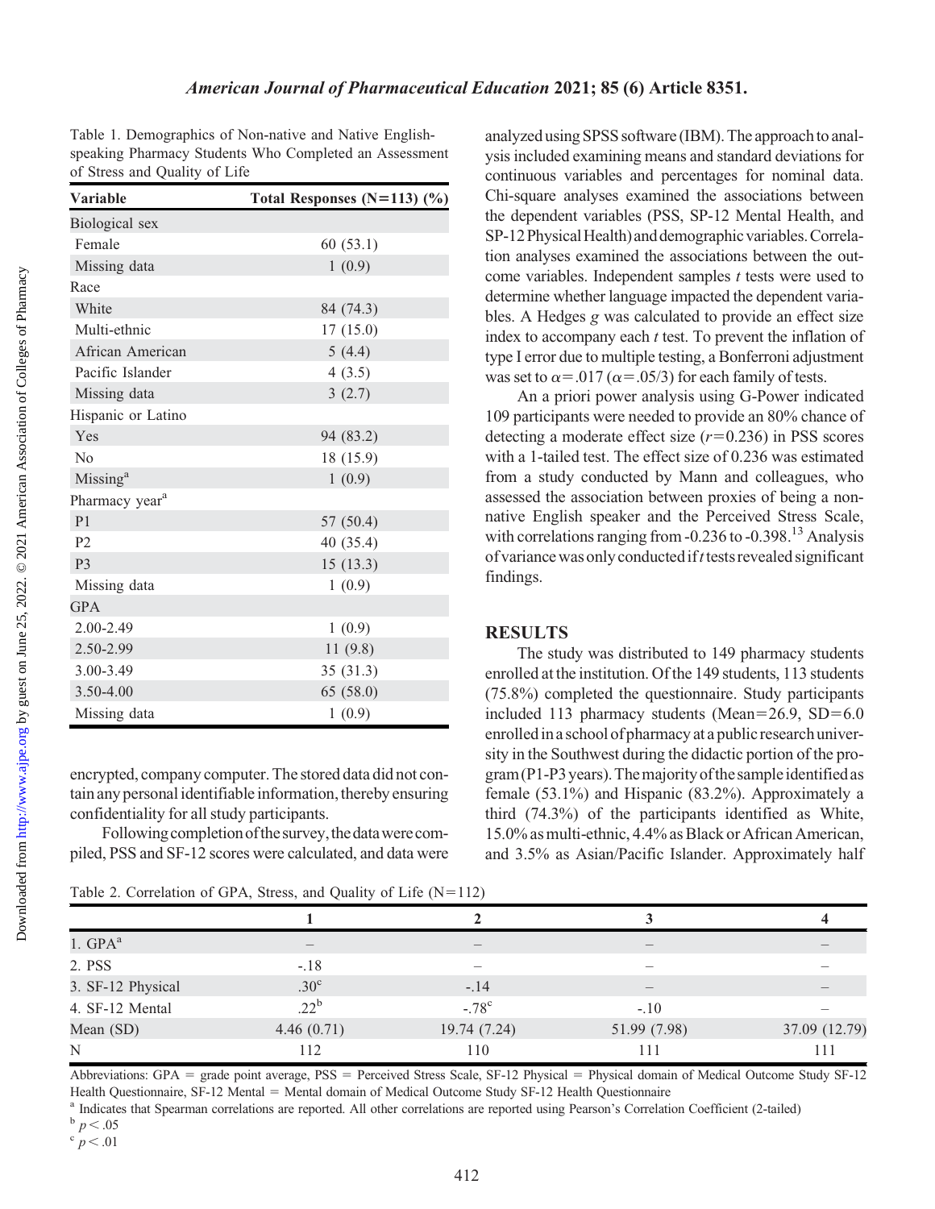Table 1. Demographics of Non-native and Native English-speaking Pharmacy Students Who Completed an Assessment of Stress and Quality of Life

| Variable | Total Responses (N=113) (%) |
|---|---|
| Biological sex | |
| Female | 60 (53.1) |
| Missing data | 1 (0.9) |
| Race | |
| White | 84 (74.3) |
| Multi-ethnic | 17 (15.0) |
| African American | 5 (4.4) |
| Pacific Islander | 4 (3.5) |
| Missing data | 3 (2.7) |
| Hispanic or Latino | |
| Yes | 94 (83.2) |
| No | 18 (15.9) |
| Missing[a] | 1 (0.9) |
| Pharmacy year[a] | |
| P1 | 57 (50.4) |
| P2 | 40 (35.4) |
| P3 | 15 (13.3) |
| Missing data | 1 (0.9) |
| GPA | |
| 2.00-2.49 | 1 (0.9) |
| 2.50-2.99 | 11 (9.8) |
| 3.00-3.49 | 35 (31.3) |
| 3.50-4.00 | 65 (58.0) |
| Missing data | 1 (0.9) |

encrypted, company computer. The stored data did not contain any personal identifiable information, thereby ensuring confidentiality for all study participants.

Following completion of the survey, the data were compiled, PSS and SF-12 scores were calculated, and data were analyzed using SPSS software (IBM). The approach to analysis included examining means and standard deviations for continuous variables and percentages for nominal data. Chi-square analyses examined the associations between the dependent variables (PSS, SP-12 Mental Health, and SP-12 Physical Health) and demographic variables. Correlation analyses examined the associations between the outcome variables. Independent samples *t* tests were used to determine whether language impacted the dependent variables. A Hedges *g* was calculated to provide an effect size index to accompany each *t* test. To prevent the inflation of type I error due to multiple testing, a Bonferroni adjustment was set to $\alpha = .017$ ($\alpha = .05/3$) for each family of tests.

An a priori power analysis using G-Power indicated 109 participants were needed to provide an 80% chance of detecting a moderate effect size ($r = 0.236$) in PSS scores with a 1-tailed test. The effect size of 0.236 was estimated from a study conducted by Mann and colleagues, who assessed the association between proxies of being a non-native English speaker and the Perceived Stress Scale, with correlations ranging from -0.236 to -0.398.[13] Analysis of variance was only conducted if *t* tests revealed significant findings.

## RESULTS

The study was distributed to 149 pharmacy students enrolled at the institution. Of the 149 students, 113 students (75.8%) completed the questionnaire. Study participants included 113 pharmacy students (Mean=26.9, SD=6.0 enrolled in a school of pharmacy at a public research university in the Southwest during the didactic portion of the program (P1-P3 years). The majority of the sample identified as female (53.1%) and Hispanic (83.2%). Approximately a third (74.3%) of the participants identified as White, 15.0% as multi-ethnic, 4.4% as Black or African American, and 3.5% as Asian/Pacific Islander. Approximately half

Table 2. Correlation of GPA, Stress, and Quality of Life (N=112)

| | 1 | 2 | 3 | 4 |
|---|---|---|---|---|
| 1. GPA[a] | – | – | – | – |
| 2. PSS | -.18 | – | – | – |
| 3. SF-12 Physical | .30[c] | -.14 | – | – |
| 4. SF-12 Mental | .22[b] | -.78[c] | -.10 | – |
| Mean (SD) | 4.46 (0.71) | 19.74 (7.24) | 51.99 (7.98) | 37.09 (12.79) |
| N | 112 | 110 | 111 | 111 |

Abbreviations: GPA = grade point average, PSS = Perceived Stress Scale, SF-12 Physical = Physical domain of Medical Outcome Study SF-12 Health Questionnaire, SF-12 Mental = Mental domain of Medical Outcome Study SF-12 Health Questionnaire

[a] Indicates that Spearman correlations are reported. All other correlations are reported using Pearson's Correlation Coefficient (2-tailed)

[b] $p < .05$

[c] $p < .01$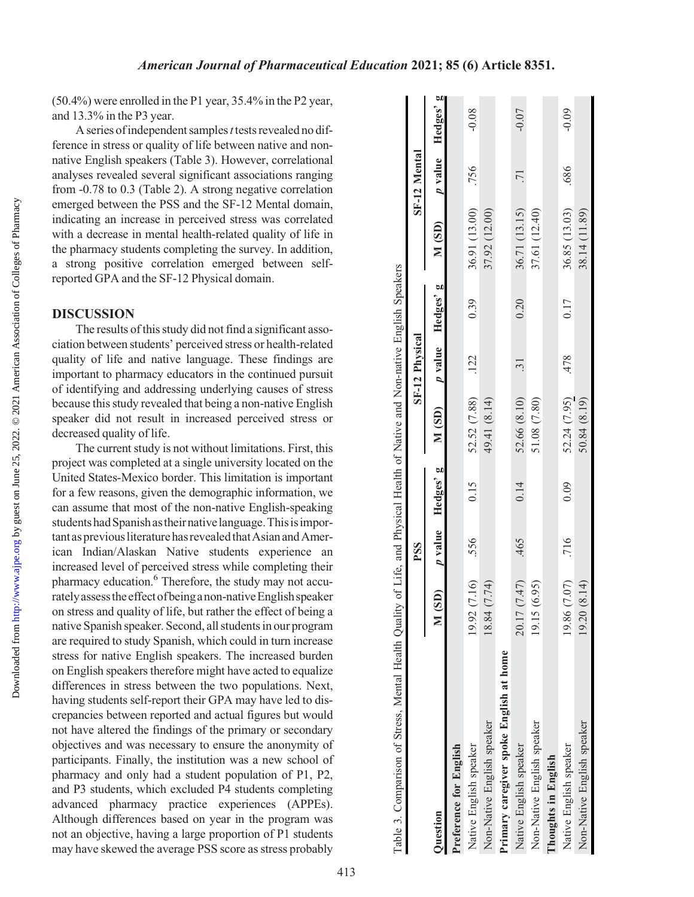(50.4%) were enrolled in the P1 year, 35.4% in the P2 year, and 13.3% in the P3 year.

A series of independent samples *t* tests revealed no difference in stress or quality of life between native and non-native English speakers (Table 3). However, correlational analyses revealed several significant associations ranging from -0.78 to 0.3 (Table 2). A strong negative correlation emerged between the PSS and the SF-12 Mental domain, indicating an increase in perceived stress was correlated with a decrease in mental health-related quality of life in the pharmacy students completing the survey. In addition, a strong positive correlation emerged between self-reported GPA and the SF-12 Physical domain.

## DISCUSSION

The results of this study did not find a significant association between students' perceived stress or health-related quality of life and native language. These findings are important to pharmacy educators in the continued pursuit of identifying and addressing underlying causes of stress because this study revealed that being a non-native English speaker did not result in increased perceived stress or decreased quality of life.

The current study is not without limitations. First, this project was completed at a single university located on the United States-Mexico border. This limitation is important for a few reasons, given the demographic information, we can assume that most of the non-native English-speaking students had Spanish as their native language. This is important as previous literature has revealed that Asian and American Indian/Alaskan Native students experience an increased level of perceived stress while completing their pharmacy education.[6] Therefore, the study may not accurately assess the effect of being a non-native English speaker on stress and quality of life, but rather the effect of being a native Spanish speaker. Second, all students in our program are required to study Spanish, which could in turn increase stress for native English speakers. The increased burden on English speakers therefore might have acted to equalize differences in stress between the two populations. Next, having students self-report their GPA may have led to discrepancies between reported and actual figures but would not have altered the findings of the primary or secondary objectives and was necessary to ensure the anonymity of participants. Finally, the institution was a new school of pharmacy and only had a student population of P1, P2, and P3 students, which excluded P4 students completing advanced pharmacy practice experiences (APPEs). Although differences based on year in the program was not an objective, having a large proportion of P1 students may have skewed the average PSS score as stress probably

Table 3. Comparison of Stress, Mental Health Quality of Life, and Physical Health of Native and Non-native English Speakers

| Question | PSS | | | SF-12 Physical | | | SF-12 Mental | | |
|---|---|---|---|---|---|---|---|---|---|
| | M (SD) | *p* value | Hedges' g | M (SD) | *p* value | Hedges' g | M (SD) | *p* value | Hedges' g |
| **Preference for English** | | | | | | | | | |
| Native English speaker | 19.92 (7.16) | .556 | 0.15 | 52.52 (7.88) | .122 | 0.39 | 36.91 (13.00) | .756 | -0.08 |
| Non-Native English speaker | 18.84 (7.74) | | | 49.41 (8.14) | | | 37.92 (12.00) | | |
| **Primary caregiver spoke English at home** | | | | | | | | | |
| Native English speaker | 20.17 (7.47) | .465 | 0.14 | 52.66 (8.10) | .31 | 0.20 | 36.71 (13.15) | .71 | -0.07 |
| Non-Native English speaker | 19.15 (6.95) | | | 51.08 (7.80) | | | 37.61 (12.40) | | |
| **Thoughts in English** | | | | | | | | | |
| Native English speaker | 19.86 (7.07) | .716 | 0.09 | 52.24 (7.95) | .478 | 0.17 | 36.85 (13.03) | .686 | -0.09 |
| Non-Native English speaker | 19.20 (8.14) | | | 50.84 (8.19) | | | 38.14 (11.89) | | |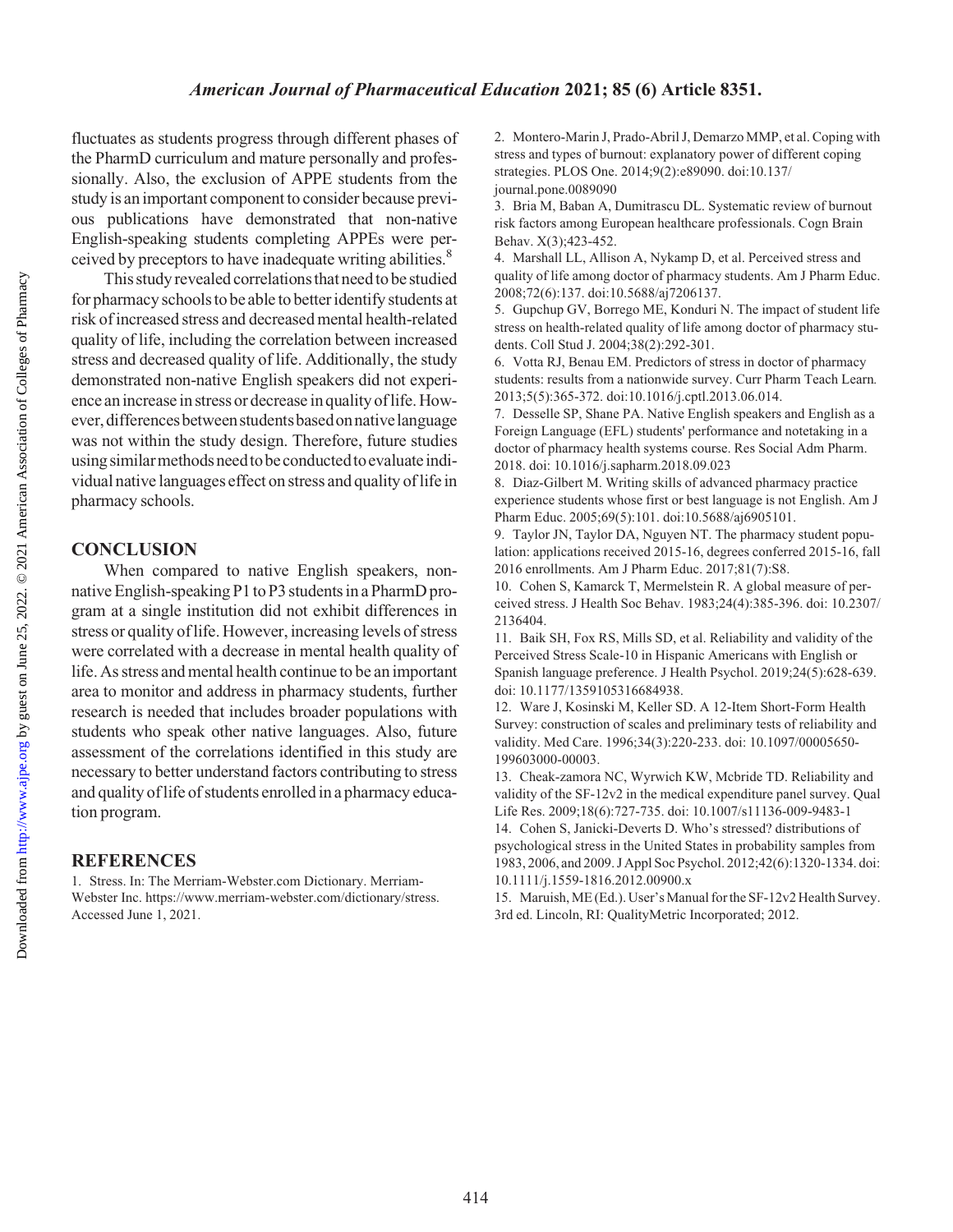fluctuates as students progress through different phases of the PharmD curriculum and mature personally and professionally. Also, the exclusion of APPE students from the study is an important component to consider because previous publications have demonstrated that non-native English-speaking students completing APPEs were perceived by preceptors to have inadequate writing abilities.[8]

This study revealed correlations that need to be studied for pharmacy schools to be able to better identify students at risk of increased stress and decreased mental health-related quality of life, including the correlation between increased stress and decreased quality of life. Additionally, the study demonstrated non-native English speakers did not experience an increase in stress or decrease in quality of life. However, differences between students based on native language was not within the study design. Therefore, future studies using similar methods need to be conducted to evaluate individual native languages effect on stress and quality of life in pharmacy schools.

## CONCLUSION

When compared to native English speakers, non-native English-speaking P1 to P3 students in a PharmD program at a single institution did not exhibit differences in stress or quality of life. However, increasing levels of stress were correlated with a decrease in mental health quality of life. As stress and mental health continue to be an important area to monitor and address in pharmacy students, further research is needed that includes broader populations with students who speak other native languages. Also, future assessment of the correlations identified in this study are necessary to better understand factors contributing to stress and quality of life of students enrolled in a pharmacy education program.

## REFERENCES

1. Stress. In: The Merriam-Webster.com Dictionary. Merriam-Webster Inc. https://www.merriam-webster.com/dictionary/stress. Accessed June 1, 2021.
2. Montero-Marin J, Prado-Abril J, Demarzo MMP, et al. Coping with stress and types of burnout: explanatory power of different coping strategies. PLOS One. 2014;9(2):e89090. doi:10.137/journal.pone.0089090
3. Bria M, Baban A, Dumitrascu DL. Systematic review of burnout risk factors among European healthcare professionals. Cogn Brain Behav. X(3);423-452.
4. Marshall LL, Allison A, Nykamp D, et al. Perceived stress and quality of life among doctor of pharmacy students. Am J Pharm Educ. 2008;72(6):137. doi:10.5688/aj7206137.
5. Gupchup GV, Borrego ME, Konduri N. The impact of student life stress on health-related quality of life among doctor of pharmacy students. Coll Stud J. 2004;38(2):292-301.
6. Votta RJ, Benau EM. Predictors of stress in doctor of pharmacy students: results from a nationwide survey. Curr Pharm Teach Learn. 2013;5(5):365-372. doi:10.1016/j.cptl.2013.06.014.
7. Desselle SP, Shane PA. Native English speakers and English as a Foreign Language (EFL) students' performance and notetaking in a doctor of pharmacy health systems course. Res Social Adm Pharm. 2018. doi: 10.1016/j.sapharm.2018.09.023
8. Diaz-Gilbert M. Writing skills of advanced pharmacy practice experience students whose first or best language is not English. Am J Pharm Educ. 2005;69(5):101. doi:10.5688/aj6905101.
9. Taylor JN, Taylor DA, Nguyen NT. The pharmacy student population: applications received 2015-16, degrees conferred 2015-16, fall 2016 enrollments. Am J Pharm Educ. 2017;81(7):S8.
10. Cohen S, Kamarck T, Mermelstein R. A global measure of perceived stress. J Health Soc Behav. 1983;24(4):385-396. doi: 10.2307/2136404.
11. Baik SH, Fox RS, Mills SD, et al. Reliability and validity of the Perceived Stress Scale-10 in Hispanic Americans with English or Spanish language preference. J Health Psychol. 2019;24(5):628-639. doi: 10.1177/1359105316684938.
12. Ware J, Kosinski M, Keller SD. A 12-Item Short-Form Health Survey: construction of scales and preliminary tests of reliability and validity. Med Care. 1996;34(3):220-233. doi: 10.1097/00005650-199603000-00003.
13. Cheak-zamora NC, Wyrwich KW, Mcbride TD. Reliability and validity of the SF-12v2 in the medical expenditure panel survey. Qual Life Res. 2009;18(6):727-735. doi: 10.1007/s11136-009-9483-1
14. Cohen S, Janicki-Deverts D. Who's stressed? distributions of psychological stress in the United States in probability samples from 1983, 2006, and 2009. J Appl Soc Psychol. 2012;42(6):1320-1334. doi: 10.1111/j.1559-1816.2012.00900.x
15. Maruish, ME (Ed.). User's Manual for the SF-12v2 Health Survey. 3rd ed. Lincoln, RI: QualityMetric Incorporated; 2012.